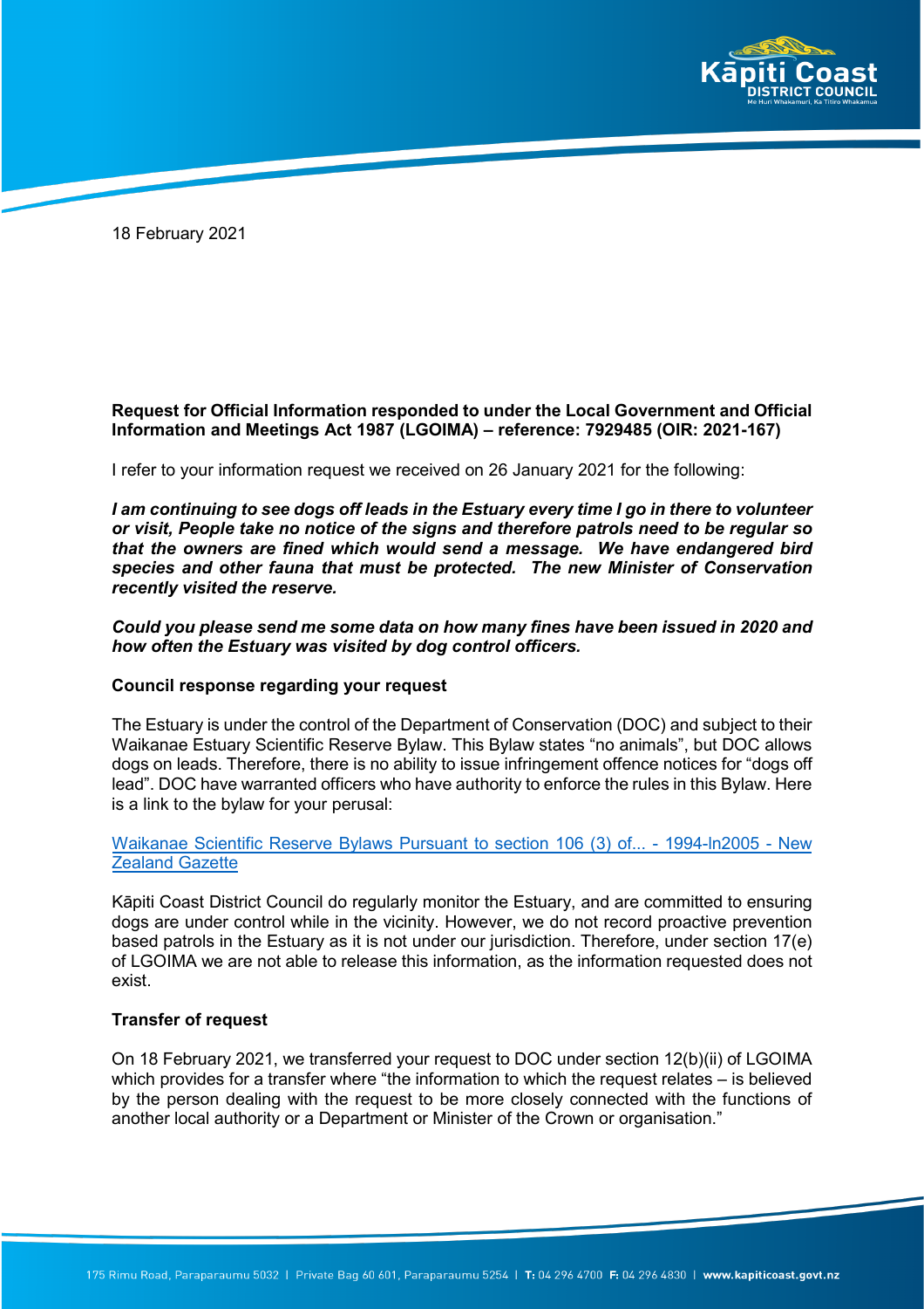18 February 2021

**Request for Official Information responded to under the Local Government and Official Information and Meetings Act 1987 (LGOIMA) – reference: 7929485 (OIR: 2021-167)**

I refer to your information request we received on 26 January 2021 for the following:

***I am continuing to see dogs off leads in the Estuary every time I go in there to volunteer or visit, People take no notice of the signs and therefore patrols need to be regular so that the owners are fined which would send a message. We have endangered bird species and other fauna that must be protected. The new Minister of Conservation recently visited the reserve.***

***Could you please send me some data on how many fines have been issued in 2020 and how often the Estuary was visited by dog control officers.***

**Council response regarding your request**

The Estuary is under the control of the Department of Conservation (DOC) and subject to their Waikanae Estuary Scientific Reserve Bylaw. This Bylaw states "no animals", but DOC allows dogs on leads. Therefore, there is no ability to issue infringement offence notices for "dogs off lead". DOC have warranted officers who have authority to enforce the rules in this Bylaw. Here is a link to the bylaw for your perusal:

[Waikanae Scientific Reserve Bylaws Pursuant to section 106 (3) of... - 1994-ln2005 - New Zealand Gazette]

Kāpiti Coast District Council do regularly monitor the Estuary, and are committed to ensuring dogs are under control while in the vicinity. However, we do not record proactive prevention based patrols in the Estuary as it is not under our jurisdiction. Therefore, under section 17(e) of LGOIMA we are not able to release this information, as the information requested does not exist.

**Transfer of request**

On 18 February 2021, we transferred your request to DOC under section 12(b)(ii) of LGOIMA which provides for a transfer where "the information to which the request relates – is believed by the person dealing with the request to be more closely connected with the functions of another local authority or a Department or Minister of the Crown or organisation."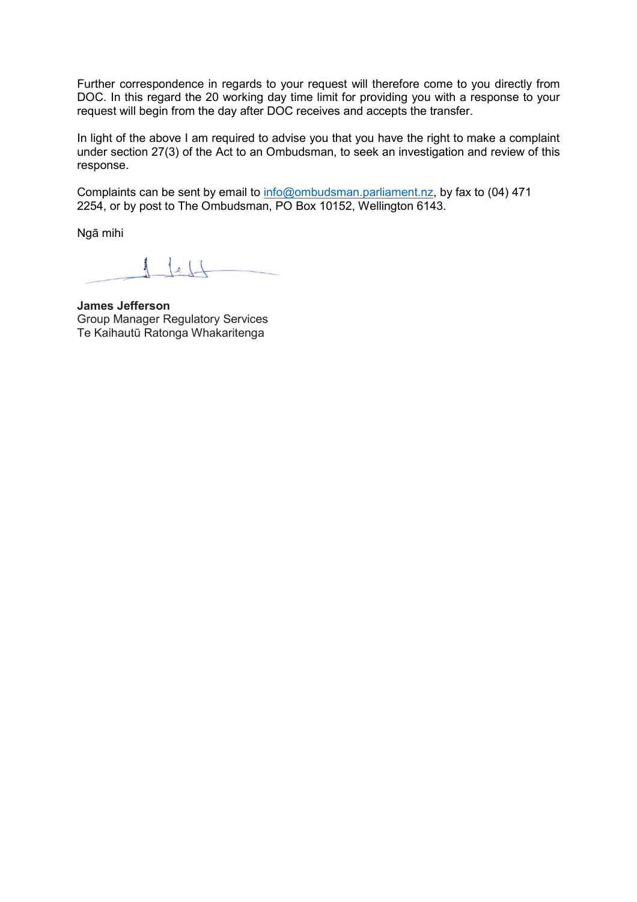Further correspondence in regards to your request will therefore come to you directly from DOC. In this regard the 20 working day time limit for providing you with a response to your request will begin from the day after DOC receives and accepts the transfer.

In light of the above I am required to advise you that you have the right to make a complaint under section 27(3) of the Act to an Ombudsman, to seek an investigation and review of this response.

Complaints can be sent by email to info@ombudsman.parliament.nz, by fax to (04) 471 2254, or by post to The Ombudsman, PO Box 10152, Wellington 6143.

Ngā mihi

**James Jefferson**
Group Manager Regulatory Services
Te Kaihautū Ratonga Whakaritenga